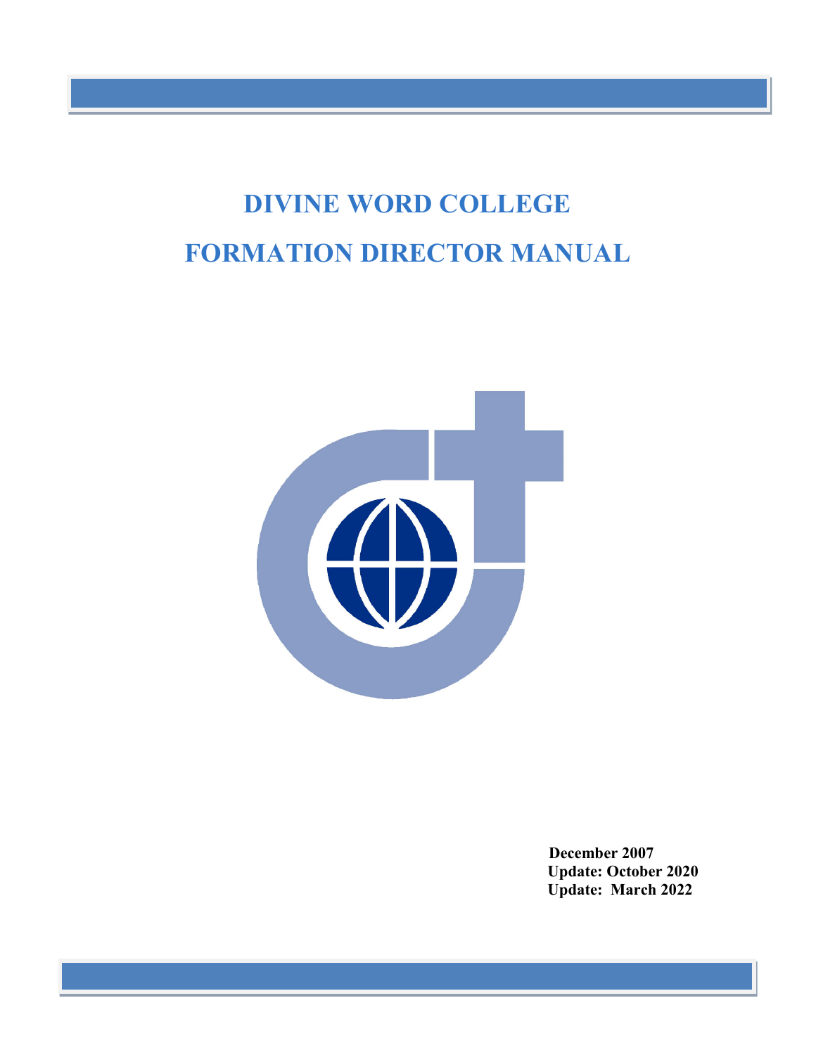# DIVINE WORD COLLEGE

# FORMATION DIRECTOR MANUAL

**December 2007**
**Update: October 2020**
**Update: March 2022**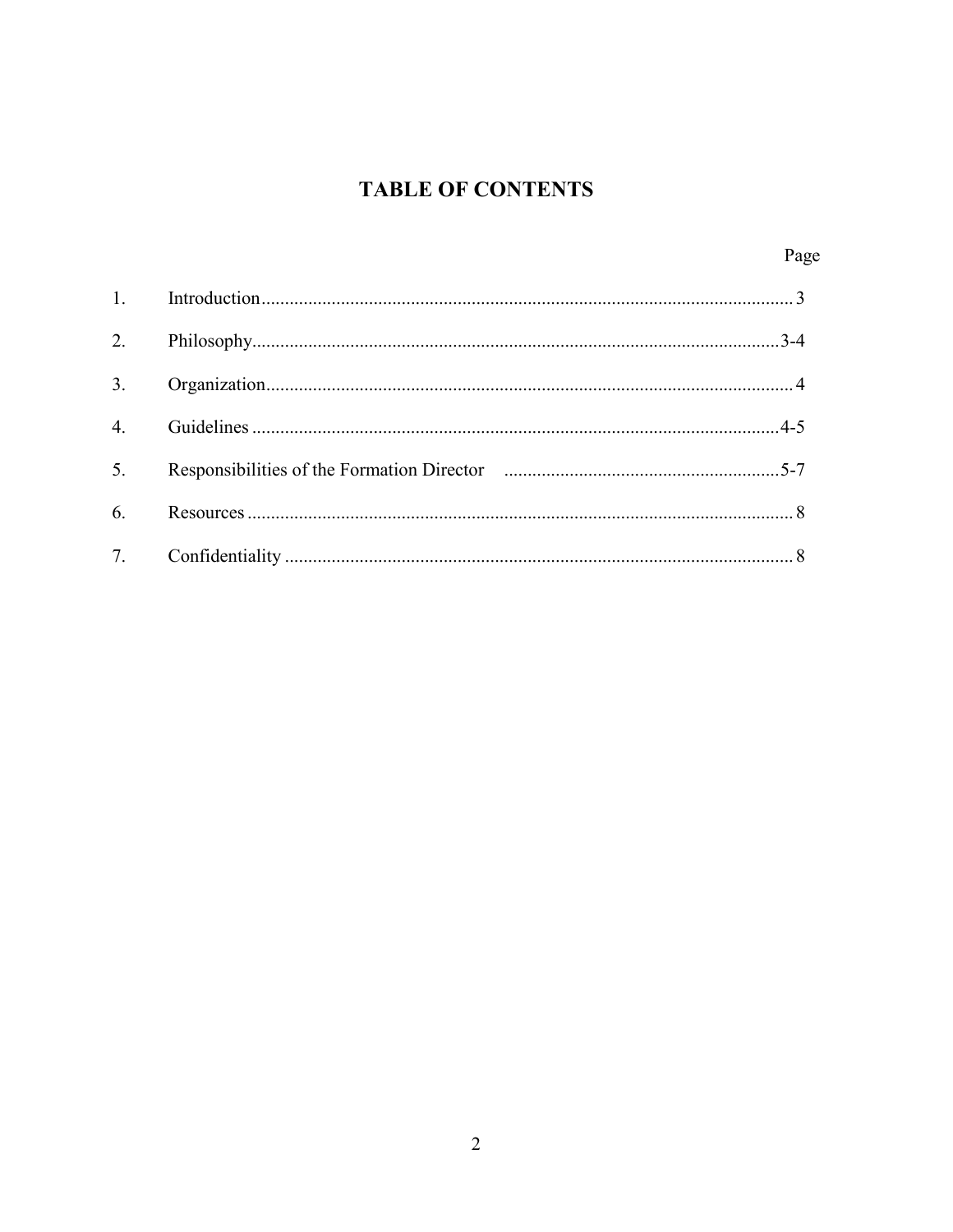# TABLE OF CONTENTS

| | | Page |
|---|---|---|
| 1. | Introduction | 3 |
| 2. | Philosophy | 3-4 |
| 3. | Organization | 4 |
| 4. | Guidelines | 4-5 |
| 5. | Responsibilities of the Formation Director | 5-7 |
| 6. | Resources | 8 |
| 7. | Confidentiality | 8 |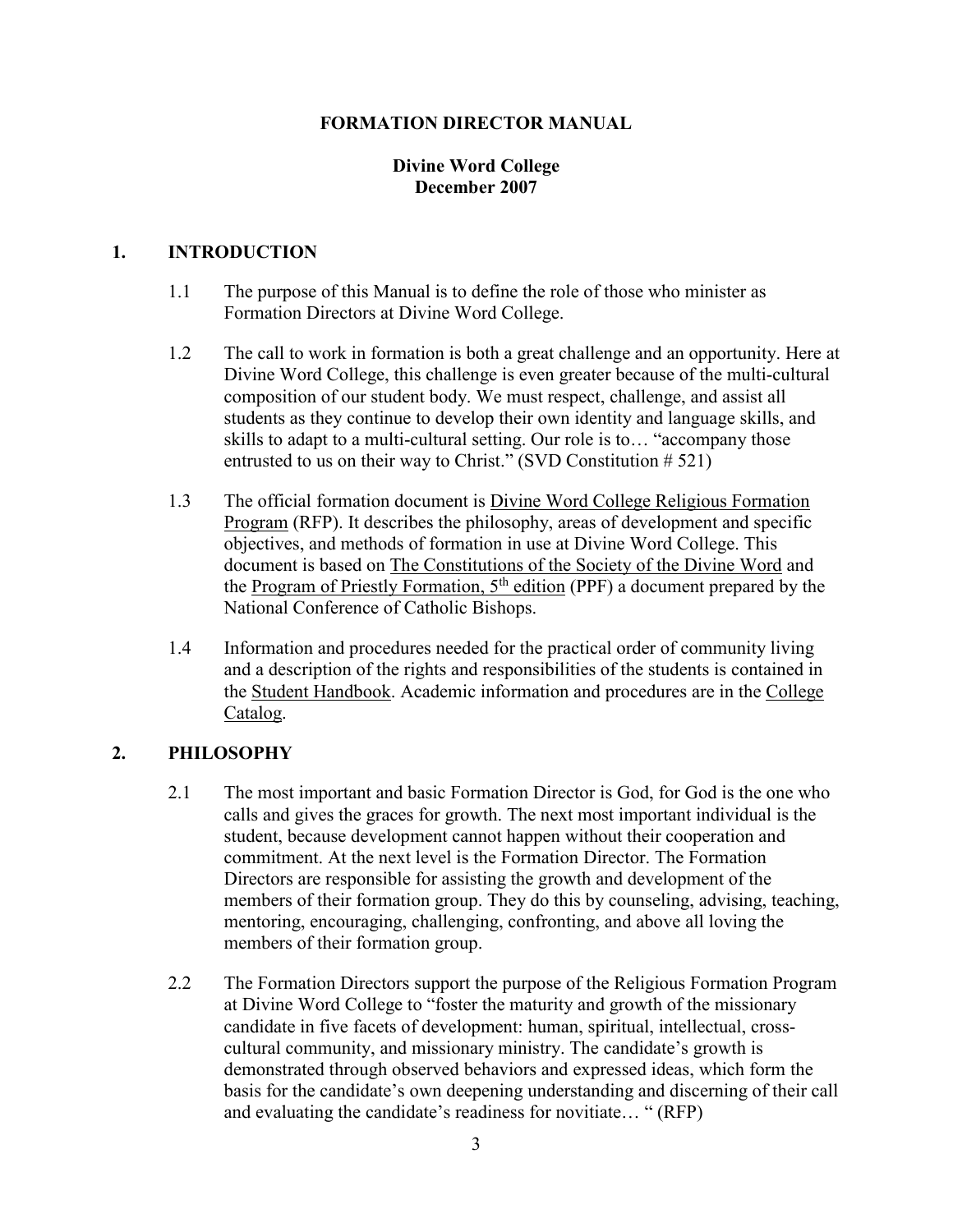# FORMATION DIRECTOR MANUAL

**Divine Word College**
**December 2007**

## 1. INTRODUCTION

1.1 The purpose of this Manual is to define the role of those who minister as Formation Directors at Divine Word College.

1.2 The call to work in formation is both a great challenge and an opportunity. Here at Divine Word College, this challenge is even greater because of the multi-cultural composition of our student body. We must respect, challenge, and assist all students as they continue to develop their own identity and language skills, and skills to adapt to a multi-cultural setting. Our role is to… "accompany those entrusted to us on their way to Christ." (SVD Constitution # 521)

1.3 The official formation document is Divine Word College Religious Formation Program (RFP). It describes the philosophy, areas of development and specific objectives, and methods of formation in use at Divine Word College. This document is based on The Constitutions of the Society of the Divine Word and the Program of Priestly Formation, 5th edition (PPF) a document prepared by the National Conference of Catholic Bishops.

1.4 Information and procedures needed for the practical order of community living and a description of the rights and responsibilities of the students is contained in the Student Handbook. Academic information and procedures are in the College Catalog.

## 2. PHILOSOPHY

2.1 The most important and basic Formation Director is God, for God is the one who calls and gives the graces for growth. The next most important individual is the student, because development cannot happen without their cooperation and commitment. At the next level is the Formation Director. The Formation Directors are responsible for assisting the growth and development of the members of their formation group. They do this by counseling, advising, teaching, mentoring, encouraging, challenging, confronting, and above all loving the members of their formation group.

2.2 The Formation Directors support the purpose of the Religious Formation Program at Divine Word College to "foster the maturity and growth of the missionary candidate in five facets of development: human, spiritual, intellectual, cross-cultural community, and missionary ministry. The candidate's growth is demonstrated through observed behaviors and expressed ideas, which form the basis for the candidate's own deepening understanding and discerning of their call and evaluating the candidate's readiness for novitiate… " (RFP)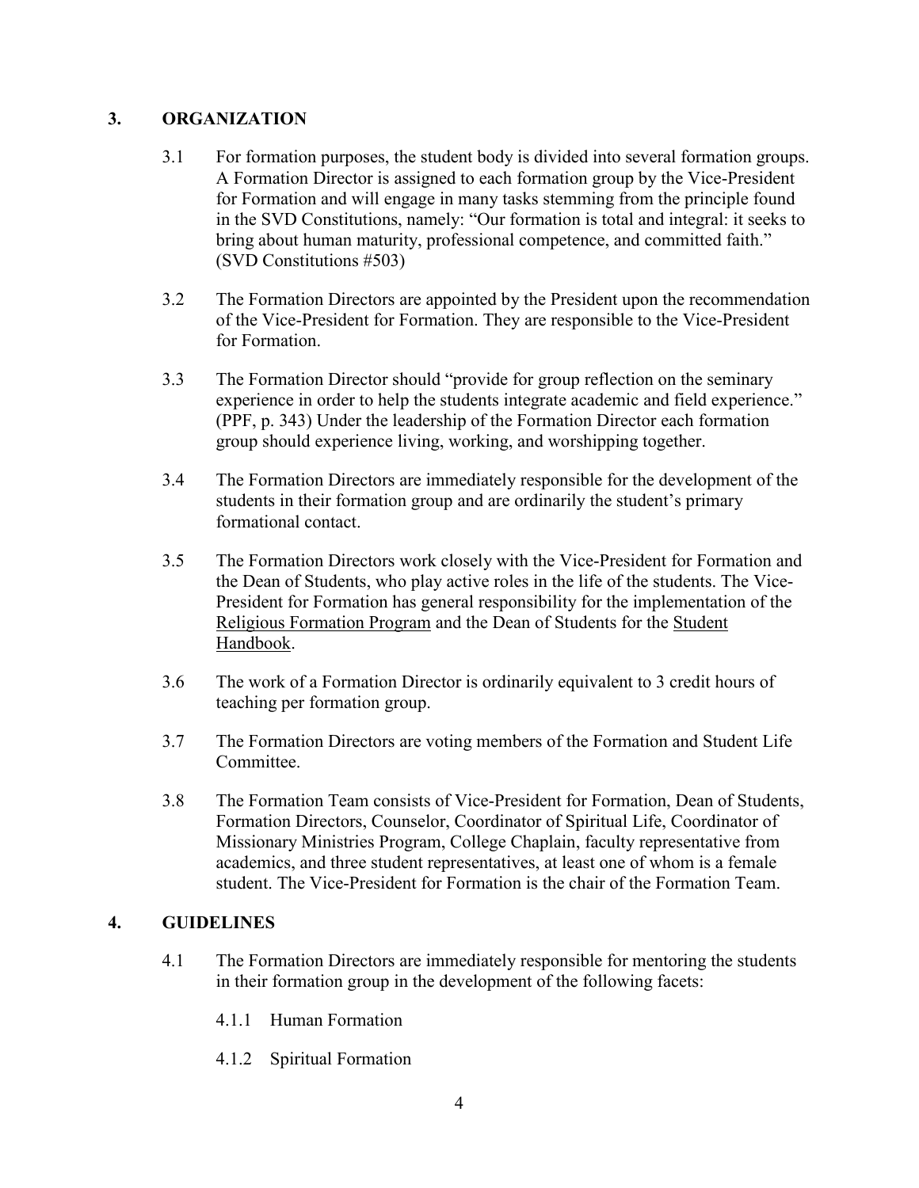## 3. ORGANIZATION

3.1 For formation purposes, the student body is divided into several formation groups. A Formation Director is assigned to each formation group by the Vice-President for Formation and will engage in many tasks stemming from the principle found in the SVD Constitutions, namely: "Our formation is total and integral: it seeks to bring about human maturity, professional competence, and committed faith." (SVD Constitutions #503)

3.2 The Formation Directors are appointed by the President upon the recommendation of the Vice-President for Formation. They are responsible to the Vice-President for Formation.

3.3 The Formation Director should "provide for group reflection on the seminary experience in order to help the students integrate academic and field experience." (PPF, p. 343) Under the leadership of the Formation Director each formation group should experience living, working, and worshipping together.

3.4 The Formation Directors are immediately responsible for the development of the students in their formation group and are ordinarily the student's primary formational contact.

3.5 The Formation Directors work closely with the Vice-President for Formation and the Dean of Students, who play active roles in the life of the students. The Vice-President for Formation has general responsibility for the implementation of the Religious Formation Program and the Dean of Students for the Student Handbook.

3.6 The work of a Formation Director is ordinarily equivalent to 3 credit hours of teaching per formation group.

3.7 The Formation Directors are voting members of the Formation and Student Life Committee.

3.8 The Formation Team consists of Vice-President for Formation, Dean of Students, Formation Directors, Counselor, Coordinator of Spiritual Life, Coordinator of Missionary Ministries Program, College Chaplain, faculty representative from academics, and three student representatives, at least one of whom is a female student. The Vice-President for Formation is the chair of the Formation Team.

## 4. GUIDELINES

4.1 The Formation Directors are immediately responsible for mentoring the students in their formation group in the development of the following facets:

4.1.1 Human Formation

4.1.2 Spiritual Formation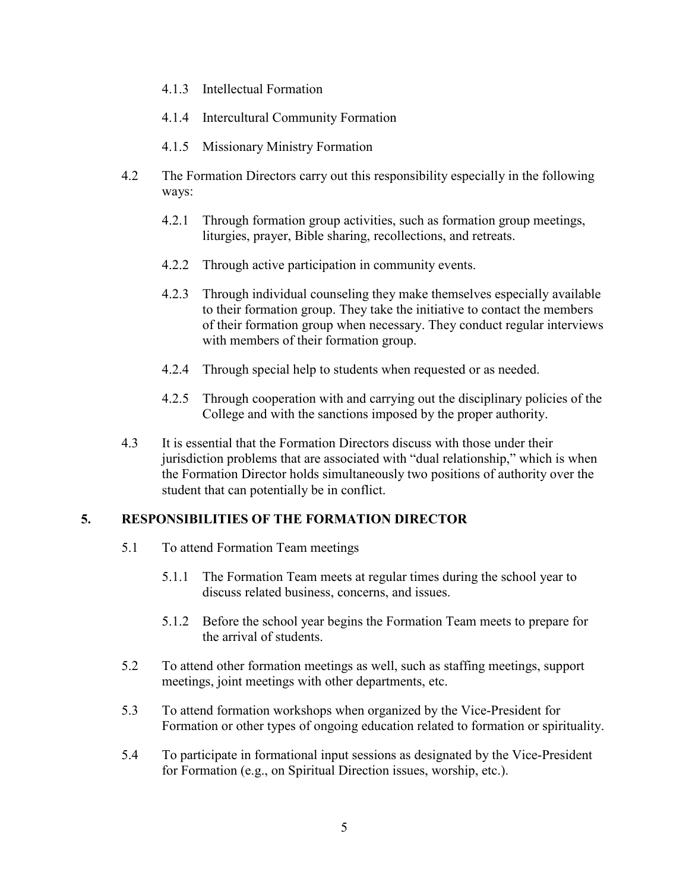4.1.3 Intellectual Formation

4.1.4 Intercultural Community Formation

4.1.5 Missionary Ministry Formation

4.2 The Formation Directors carry out this responsibility especially in the following ways:

4.2.1 Through formation group activities, such as formation group meetings, liturgies, prayer, Bible sharing, recollections, and retreats.

4.2.2 Through active participation in community events.

4.2.3 Through individual counseling they make themselves especially available to their formation group. They take the initiative to contact the members of their formation group when necessary. They conduct regular interviews with members of their formation group.

4.2.4 Through special help to students when requested or as needed.

4.2.5 Through cooperation with and carrying out the disciplinary policies of the College and with the sanctions imposed by the proper authority.

4.3 It is essential that the Formation Directors discuss with those under their jurisdiction problems that are associated with "dual relationship," which is when the Formation Director holds simultaneously two positions of authority over the student that can potentially be in conflict.

## 5. RESPONSIBILITIES OF THE FORMATION DIRECTOR

5.1 To attend Formation Team meetings

5.1.1 The Formation Team meets at regular times during the school year to discuss related business, concerns, and issues.

5.1.2 Before the school year begins the Formation Team meets to prepare for the arrival of students.

5.2 To attend other formation meetings as well, such as staffing meetings, support meetings, joint meetings with other departments, etc.

5.3 To attend formation workshops when organized by the Vice-President for Formation or other types of ongoing education related to formation or spirituality.

5.4 To participate in formational input sessions as designated by the Vice-President for Formation (e.g., on Spiritual Direction issues, worship, etc.).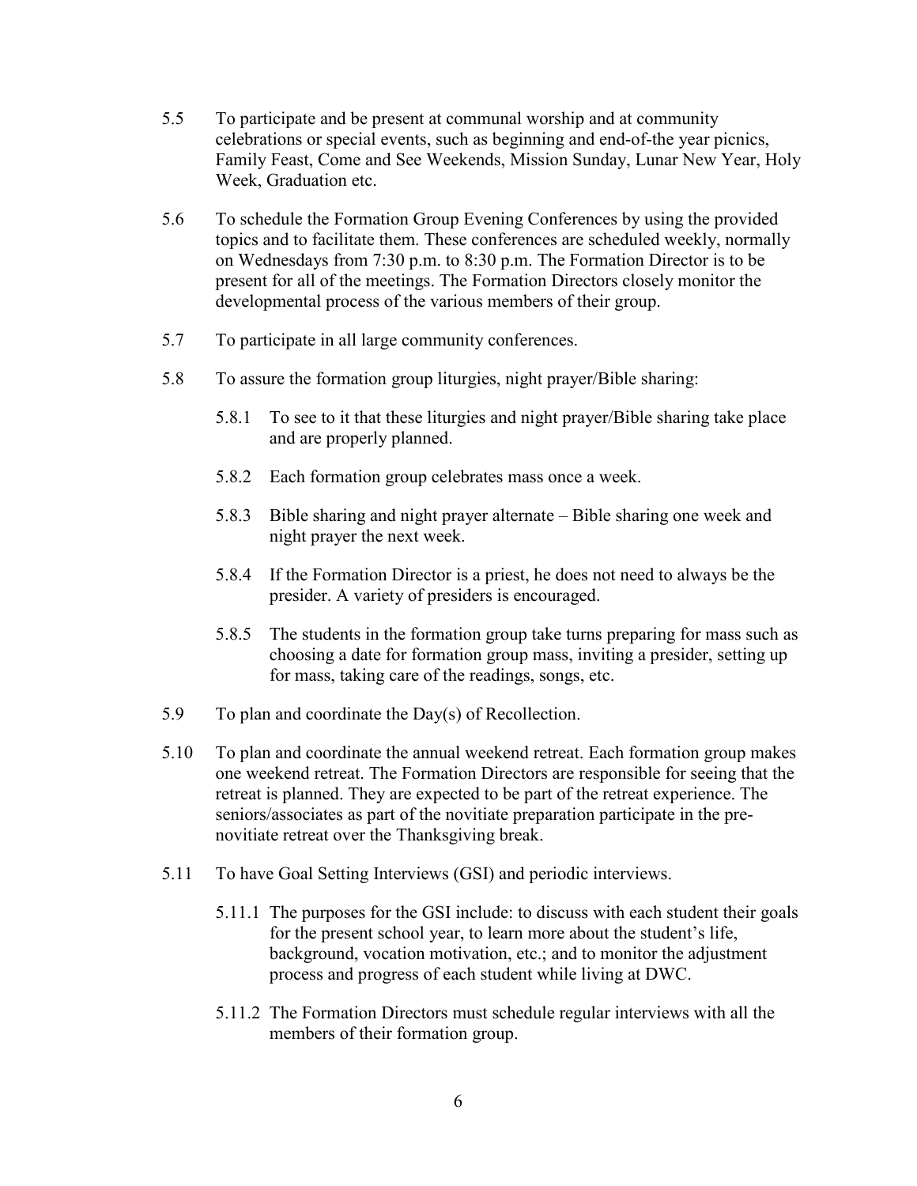5.5 To participate and be present at communal worship and at community celebrations or special events, such as beginning and end-of-the year picnics, Family Feast, Come and See Weekends, Mission Sunday, Lunar New Year, Holy Week, Graduation etc.

5.6 To schedule the Formation Group Evening Conferences by using the provided topics and to facilitate them. These conferences are scheduled weekly, normally on Wednesdays from 7:30 p.m. to 8:30 p.m. The Formation Director is to be present for all of the meetings. The Formation Directors closely monitor the developmental process of the various members of their group.

5.7 To participate in all large community conferences.

5.8 To assure the formation group liturgies, night prayer/Bible sharing:

- 5.8.1 To see to it that these liturgies and night prayer/Bible sharing take place and are properly planned.
- 5.8.2 Each formation group celebrates mass once a week.
- 5.8.3 Bible sharing and night prayer alternate – Bible sharing one week and night prayer the next week.
- 5.8.4 If the Formation Director is a priest, he does not need to always be the presider. A variety of presiders is encouraged.
- 5.8.5 The students in the formation group take turns preparing for mass such as choosing a date for formation group mass, inviting a presider, setting up for mass, taking care of the readings, songs, etc.

5.9 To plan and coordinate the Day(s) of Recollection.

5.10 To plan and coordinate the annual weekend retreat. Each formation group makes one weekend retreat. The Formation Directors are responsible for seeing that the retreat is planned. They are expected to be part of the retreat experience. The seniors/associates as part of the novitiate preparation participate in the pre-novitiate retreat over the Thanksgiving break.

5.11 To have Goal Setting Interviews (GSI) and periodic interviews.

- 5.11.1 The purposes for the GSI include: to discuss with each student their goals for the present school year, to learn more about the student's life, background, vocation motivation, etc.; and to monitor the adjustment process and progress of each student while living at DWC.
- 5.11.2 The Formation Directors must schedule regular interviews with all the members of their formation group.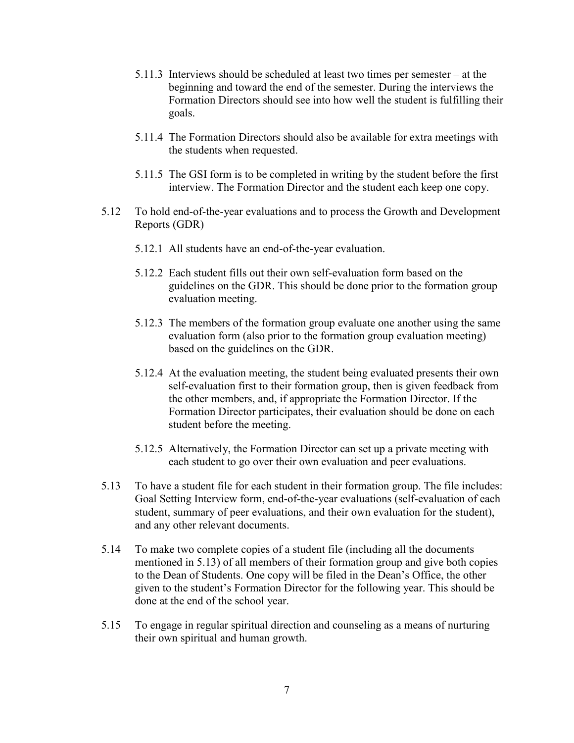5.11.3 Interviews should be scheduled at least two times per semester – at the beginning and toward the end of the semester. During the interviews the Formation Directors should see into how well the student is fulfilling their goals.

5.11.4 The Formation Directors should also be available for extra meetings with the students when requested.

5.11.5 The GSI form is to be completed in writing by the student before the first interview. The Formation Director and the student each keep one copy.

5.12 To hold end-of-the-year evaluations and to process the Growth and Development Reports (GDR)

5.12.1 All students have an end-of-the-year evaluation.

5.12.2 Each student fills out their own self-evaluation form based on the guidelines on the GDR. This should be done prior to the formation group evaluation meeting.

5.12.3 The members of the formation group evaluate one another using the same evaluation form (also prior to the formation group evaluation meeting) based on the guidelines on the GDR.

5.12.4 At the evaluation meeting, the student being evaluated presents their own self-evaluation first to their formation group, then is given feedback from the other members, and, if appropriate the Formation Director. If the Formation Director participates, their evaluation should be done on each student before the meeting.

5.12.5 Alternatively, the Formation Director can set up a private meeting with each student to go over their own evaluation and peer evaluations.

5.13 To have a student file for each student in their formation group. The file includes: Goal Setting Interview form, end-of-the-year evaluations (self-evaluation of each student, summary of peer evaluations, and their own evaluation for the student), and any other relevant documents.

5.14 To make two complete copies of a student file (including all the documents mentioned in 5.13) of all members of their formation group and give both copies to the Dean of Students. One copy will be filed in the Dean's Office, the other given to the student's Formation Director for the following year. This should be done at the end of the school year.

5.15 To engage in regular spiritual direction and counseling as a means of nurturing their own spiritual and human growth.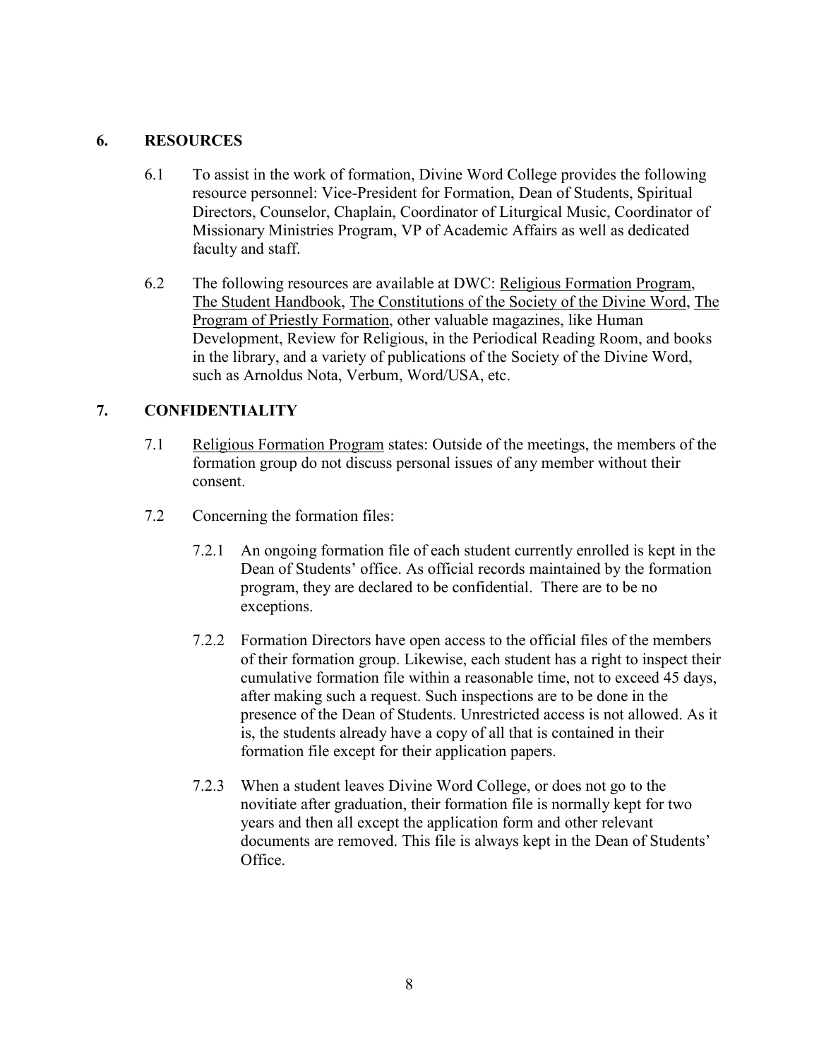## 6. RESOURCES

6.1 To assist in the work of formation, Divine Word College provides the following resource personnel: Vice-President for Formation, Dean of Students, Spiritual Directors, Counselor, Chaplain, Coordinator of Liturgical Music, Coordinator of Missionary Ministries Program, VP of Academic Affairs as well as dedicated faculty and staff.

6.2 The following resources are available at DWC: Religious Formation Program, The Student Handbook, The Constitutions of the Society of the Divine Word, The Program of Priestly Formation, other valuable magazines, like Human Development, Review for Religious, in the Periodical Reading Room, and books in the library, and a variety of publications of the Society of the Divine Word, such as Arnoldus Nota, Verbum, Word/USA, etc.

## 7. CONFIDENTIALITY

7.1 Religious Formation Program states: Outside of the meetings, the members of the formation group do not discuss personal issues of any member without their consent.

7.2 Concerning the formation files:

7.2.1 An ongoing formation file of each student currently enrolled is kept in the Dean of Students' office. As official records maintained by the formation program, they are declared to be confidential. There are to be no exceptions.

7.2.2 Formation Directors have open access to the official files of the members of their formation group. Likewise, each student has a right to inspect their cumulative formation file within a reasonable time, not to exceed 45 days, after making such a request. Such inspections are to be done in the presence of the Dean of Students. Unrestricted access is not allowed. As it is, the students already have a copy of all that is contained in their formation file except for their application papers.

7.2.3 When a student leaves Divine Word College, or does not go to the novitiate after graduation, their formation file is normally kept for two years and then all except the application form and other relevant documents are removed. This file is always kept in the Dean of Students' Office.